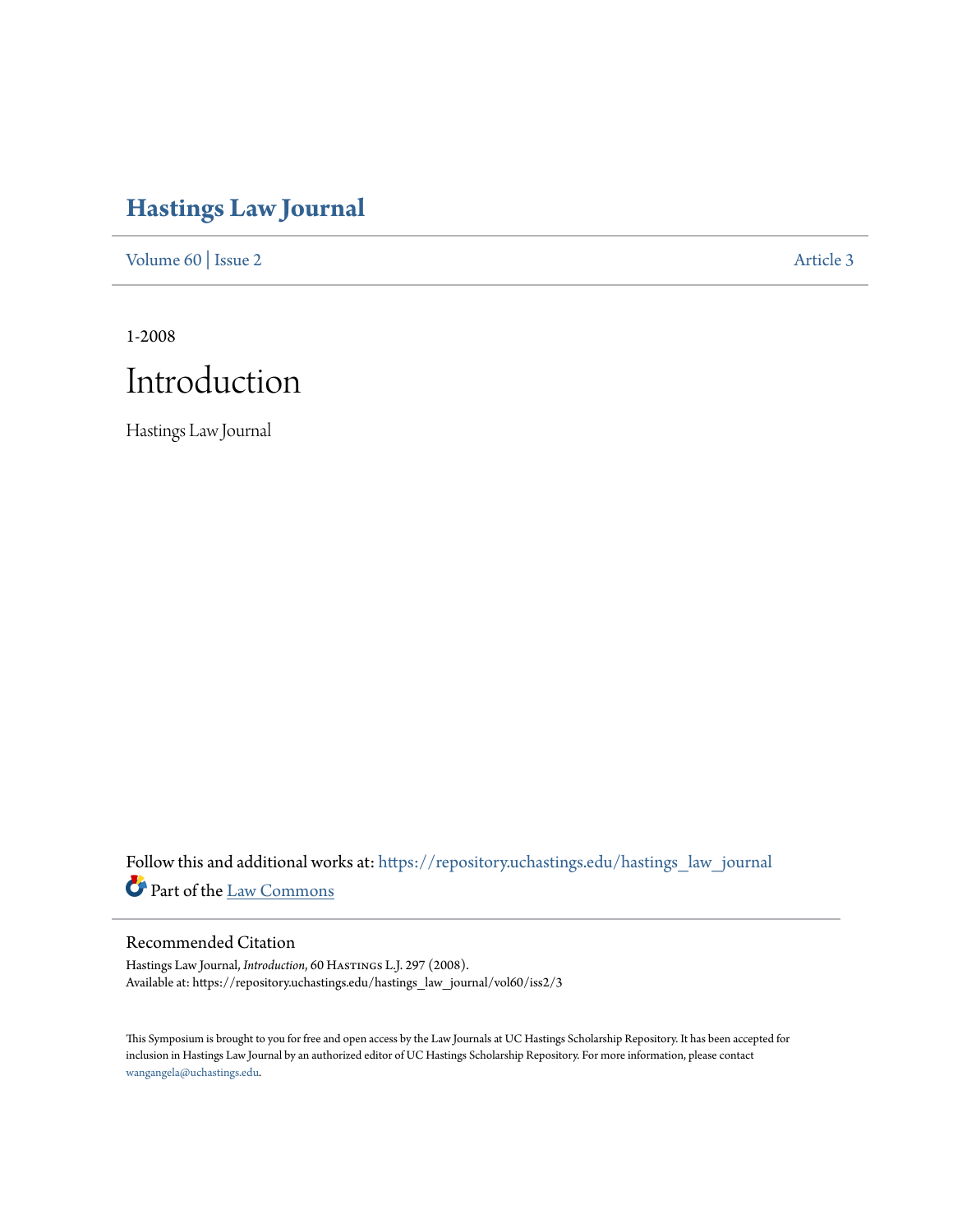# Hastings Law Journal

Volume 60 | Issue 2 Article 3

1-2008

# Introduction

Hastings Law Journal

Follow this and additional works at: https://repository.uchastings.edu/hastings_law_journal

Part of the Law Commons

## Recommended Citation

Hastings Law Journal, *Introduction*, 60 Hastings L.J. 297 (2008).
Available at: https://repository.uchastings.edu/hastings_law_journal/vol60/iss2/3

This Symposium is brought to you for free and open access by the Law Journals at UC Hastings Scholarship Repository. It has been accepted for inclusion in Hastings Law Journal by an authorized editor of UC Hastings Scholarship Repository. For more information, please contact wangangela@uchastings.edu.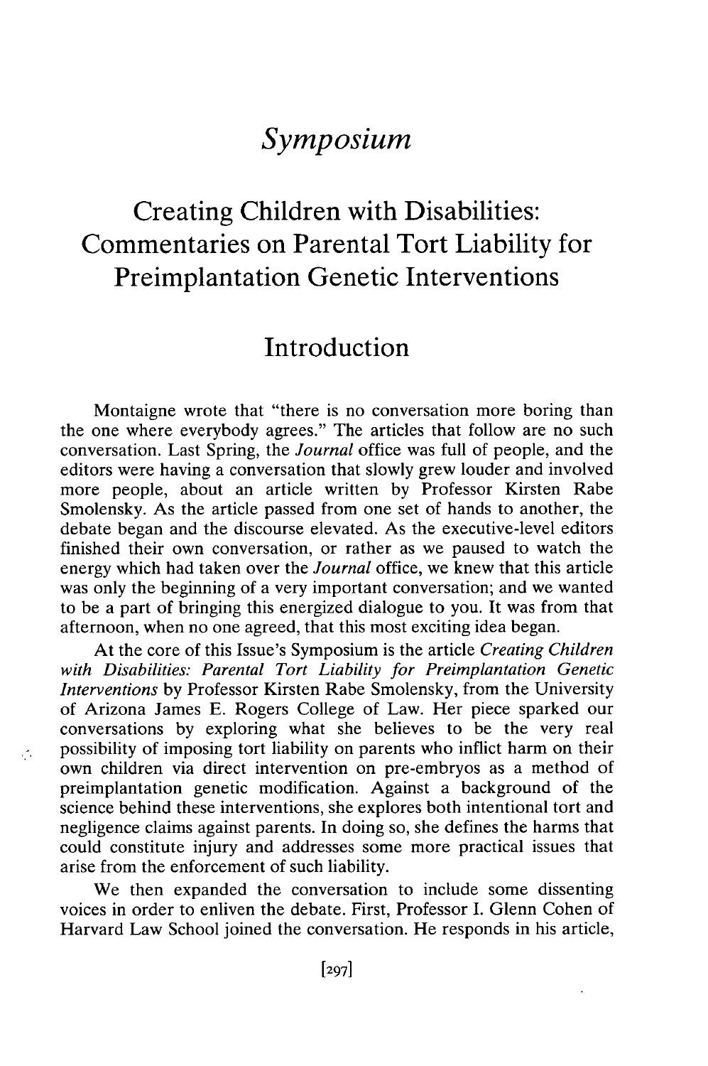# *Symposium*

## Creating Children with Disabilities: Commentaries on Parental Tort Liability for Preimplantation Genetic Interventions

## Introduction

Montaigne wrote that "there is no conversation more boring than the one where everybody agrees." The articles that follow are no such conversation. Last Spring, the *Journal* office was full of people, and the editors were having a conversation that slowly grew louder and involved more people, about an article written by Professor Kirsten Rabe Smolensky. As the article passed from one set of hands to another, the debate began and the discourse elevated. As the executive-level editors finished their own conversation, or rather as we paused to watch the energy which had taken over the *Journal* office, we knew that this article was only the beginning of a very important conversation; and we wanted to be a part of bringing this energized dialogue to you. It was from that afternoon, when no one agreed, that this most exciting idea began.

At the core of this Issue's Symposium is the article *Creating Children with Disabilities: Parental Tort Liability for Preimplantation Genetic Interventions* by Professor Kirsten Rabe Smolensky, from the University of Arizona James E. Rogers College of Law. Her piece sparked our conversations by exploring what she believes to be the very real possibility of imposing tort liability on parents who inflict harm on their own children via direct intervention on pre-embryos as a method of preimplantation genetic modification. Against a background of the science behind these interventions, she explores both intentional tort and negligence claims against parents. In doing so, she defines the harms that could constitute injury and addresses some more practical issues that arise from the enforcement of such liability.

We then expanded the conversation to include some dissenting voices in order to enliven the debate. First, Professor I. Glenn Cohen of Harvard Law School joined the conversation. He responds in his article,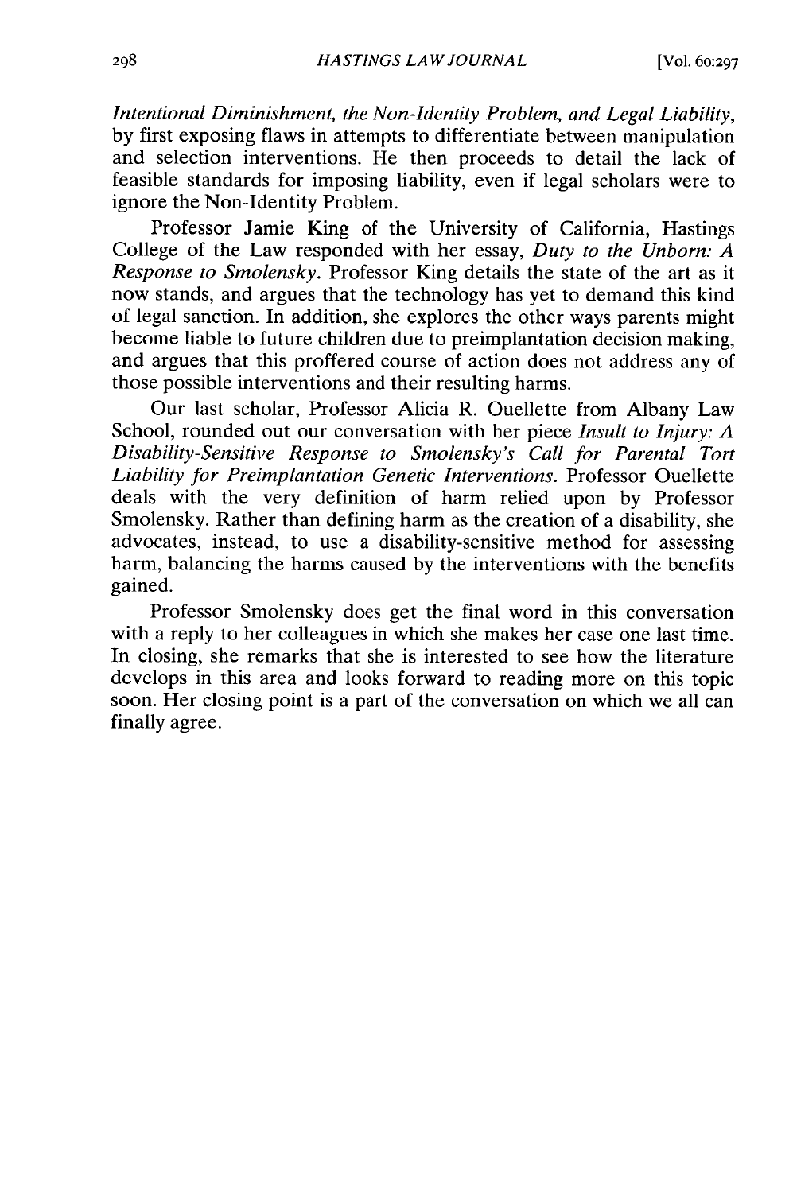*Intentional Diminishment, the Non-Identity Problem, and Legal Liability*, by first exposing flaws in attempts to differentiate between manipulation and selection interventions. He then proceeds to detail the lack of feasible standards for imposing liability, even if legal scholars were to ignore the Non-Identity Problem.

Professor Jamie King of the University of California, Hastings College of the Law responded with her essay, *Duty to the Unborn: A Response to Smolensky*. Professor King details the state of the art as it now stands, and argues that the technology has yet to demand this kind of legal sanction. In addition, she explores the other ways parents might become liable to future children due to preimplantation decision making, and argues that this proffered course of action does not address any of those possible interventions and their resulting harms.

Our last scholar, Professor Alicia R. Ouellette from Albany Law School, rounded out our conversation with her piece *Insult to Injury: A Disability-Sensitive Response to Smolensky's Call for Parental Tort Liability for Preimplantation Genetic Interventions*. Professor Ouellette deals with the very definition of harm relied upon by Professor Smolensky. Rather than defining harm as the creation of a disability, she advocates, instead, to use a disability-sensitive method for assessing harm, balancing the harms caused by the interventions with the benefits gained.

Professor Smolensky does get the final word in this conversation with a reply to her colleagues in which she makes her case one last time. In closing, she remarks that she is interested to see how the literature develops in this area and looks forward to reading more on this topic soon. Her closing point is a part of the conversation on which we all can finally agree.